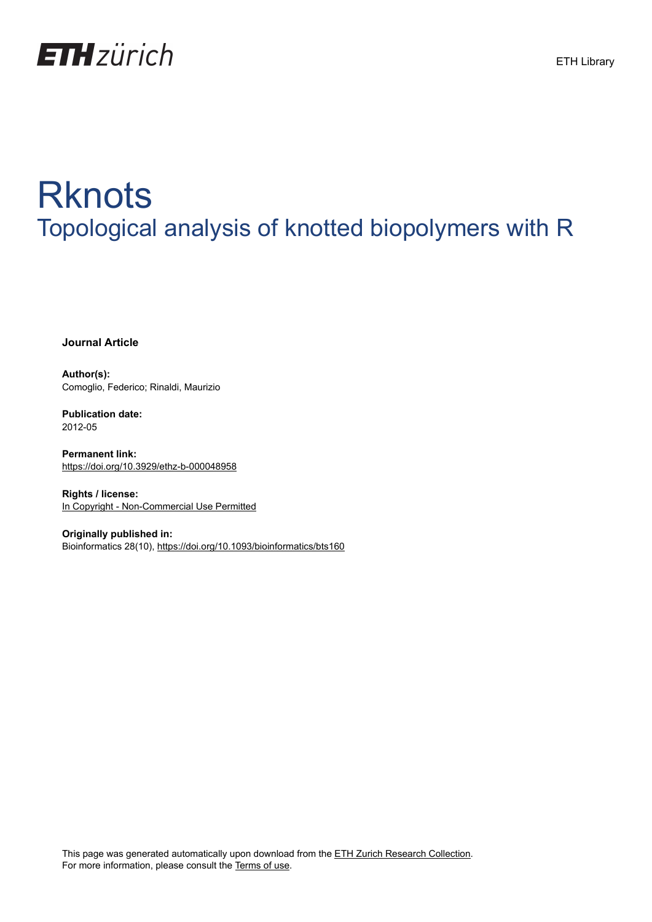ETH zürich

ETH Library

# Rknots
## Topological analysis of knotted biopolymers with R

**Journal Article**

**Author(s):**
Comoglio, Federico; Rinaldi, Maurizio

**Publication date:**
2012-05

**Permanent link:**
https://doi.org/10.3929/ethz-b-000048958

**Rights / license:**
In Copyright - Non-Commercial Use Permitted

**Originally published in:**
Bioinformatics 28(10), https://doi.org/10.1093/bioinformatics/bts160

This page was generated automatically upon download from the ETH Zurich Research Collection.
For more information, please consult the Terms of use.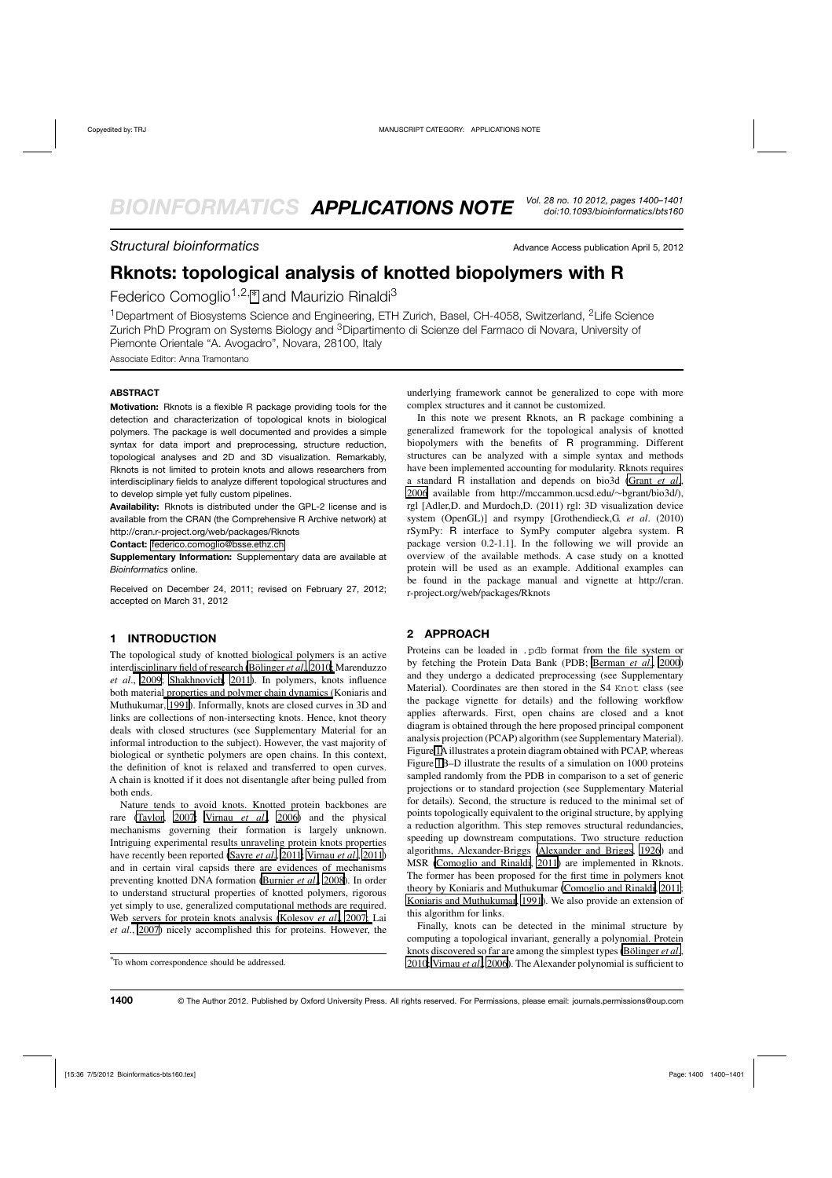# Rknots: topological analysis of knotted biopolymers with R

Federico Comoglio[1,2,*] and Maurizio Rinaldi[3]

[1]Department of Biosystems Science and Engineering, ETH Zurich, Basel, CH-4058, Switzerland, [2]Life Science Zurich PhD Program on Systems Biology and [3]Dipartimento di Scienze del Farmaco di Novara, University of Piemonte Orientale "A. Avogadro", Novara, 28100, Italy

Associate Editor: Anna Tramontano

## ABSTRACT

**Motivation:** Rknots is a flexible R package providing tools for the detection and characterization of topological knots in biological polymers. The package is well documented and provides a simple syntax for data import and preprocessing, structure reduction, topological analyses and 2D and 3D visualization. Remarkably, Rknots is not limited to protein knots and allows researchers from interdisciplinary fields to analyze different topological structures and to develop simple yet fully custom pipelines.

**Availability:** Rknots is distributed under the GPL-2 license and is available from the CRAN (the Comprehensive R Archive network) at http://cran.r-project.org/web/packages/Rknots

**Contact:** federico.comoglio@bsse.ethz.ch

**Supplementary Information:** Supplementary data are available at *Bioinformatics* online.

Received on December 24, 2011; revised on February 27, 2012; accepted on March 31, 2012

## 1 INTRODUCTION

The topological study of knotted biological polymers is an active interdisciplinary field of research (Bölinger *et al.*, 2010; Marenduzzo *et al.*, 2009; Shakhnovich, 2011). In polymers, knots influence both material properties and polymer chain dynamics (Koniaris and Muthukumar, 1991). Informally, knots are closed curves in 3D and links are collections of non-intersecting knots. Hence, knot theory deals with closed structures (see Supplementary Material for an informal introduction to the subject). However, the vast majority of biological or synthetic polymers are open chains. In this context, the definition of knot is relaxed and transferred to open curves. A chain is knotted if it does not disentangle after being pulled from both ends.

Nature tends to avoid knots. Knotted protein backbones are rare (Taylor, 2007; Virnau *et al.*, 2006) and the physical mechanisms governing their formation is largely unknown. Intriguing experimental results unraveling protein knots properties have recently been reported (Sayre *et al.*, 2011; Virnau *et al.*, 2011) and in certain viral capsids there are evidences of mechanisms preventing knotted DNA formation (Burnier *et al.*, 2008). In order to understand structural properties of knotted polymers, rigorous yet simply to use, generalized computational methods are required. Web servers for protein knots analysis (Kolesov *et al.*, 2007; Lai *et al.*, 2007) nicely accomplished this for proteins. However, the underlying framework cannot be generalized to cope with more complex structures and it cannot be customized.

In this note we present Rknots, an R package combining a generalized framework for the topological analysis of knotted biopolymers with the benefits of R programming. Different structures can be analyzed with a simple syntax and methods have been implemented accounting for modularity. Rknots requires a standard R installation and depends on bio3d (Grant *et al.*, 2006 available from http://mccammon.ucsd.edu/~bgrant/bio3d/), rgl [Adler,D. and Murdoch,D. (2011) rgl: 3D visualization device system (OpenGL)] and rsympy [Grothendieck,G. *et al.* (2010) rSymPy: R interface to SymPy computer algebra system. R package version 0.2-1.1]. In the following we will provide an overview of the available methods. A case study on a knotted protein will be used as an example. Additional examples can be found in the package manual and vignette at http://cran.r-project.org/web/packages/Rknots

## 2 APPROACH

Proteins can be loaded in .pdb format from the file system or by fetching the Protein Data Bank (PDB; Berman *et al.*, 2000) and they undergo a dedicated preprocessing (see Supplementary Material). Coordinates are then stored in the S4 Knot class (see the package vignette for details) and the following workflow applies afterwards. First, open chains are closed and a knot diagram is obtained through the here proposed principal component analysis projection (PCAP) algorithm (see Supplementary Material). Figure 1A illustrates a protein diagram obtained with PCAP, whereas Figure 1B–D illustrate the results of a simulation on 1000 proteins sampled randomly from the PDB in comparison to a set of generic projections or to standard projection (see Supplementary Material for details). Second, the structure is reduced to the minimal set of points topologically equivalent to the original structure, by applying a reduction algorithm. This step removes structural redundancies, speeding up downstream computations. Two structure reduction algorithms, Alexander-Briggs (Alexander and Briggs, 1926) and MSR (Comoglio and Rinaldi, 2011) are implemented in Rknots. The former has been proposed for the first time in polymers knot theory by Koniaris and Muthukumar (Comoglio and Rinaldi, 2011; Koniaris and Muthukumar, 1991). We also provide an extension of this algorithm for links.

Finally, knots can be detected in the minimal structure by computing a topological invariant, generally a polynomial. Protein knots discovered so far are among the simplest types (Bölinger *et al.*, 2010; Virnau *et al.*, 2006). The Alexander polynomial is sufficient to

*To whom correspondence should be addressed.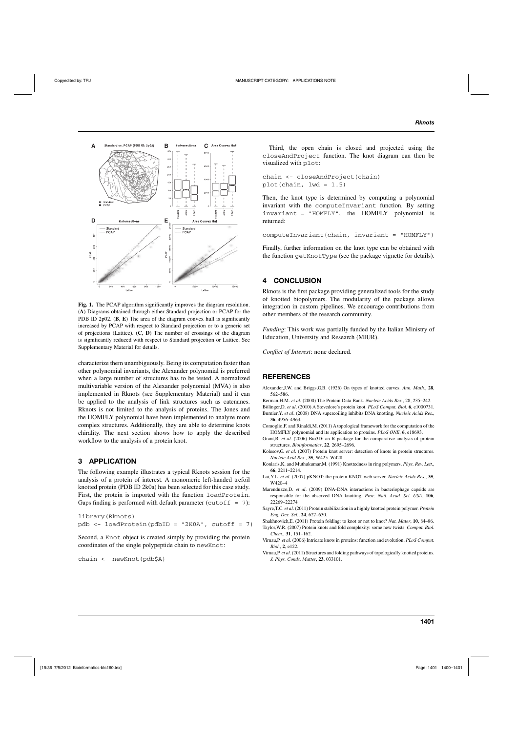A Standard vs. PCAP (PDB ID: 2p02)

Standard
PCAP

B #intersections

C Area Convex Hull

Standard Lattice PCAP

D #intersections

Standard
PCAP

Lattice

E Area Convex Hull

Standard
PCAP

Lattice

**Fig. 1.** The PCAP algorithm significantly improves the diagram resolution. (**A**) Diagrams obtained through either Standard projection or PCAP for the PDB ID 2p02. (**B**, **E**) The area of the diagram convex hull is significantly increased by PCAP with respect to Standard projection or to a generic set of projections (Lattice). (**C**, **D**) The number of crossings of the diagram is significantly reduced with respect to Standard projection or Lattice. See Supplementary Material for details.

characterize them unambiguously. Being its computation faster than other polynomial invariants, the Alexander polynomial is preferred when a large number of structures has to be tested. A normalized multivariable version of the Alexander polynomial (MVA) is also implemented in Rknots (see Supplementary Material) and it can be applied to the analysis of link structures such as catenanes. Rknots is not limited to the analysis of proteins. The Jones and the HOMFLY polynomial have been implemented to analyze more complex structures. Additionally, they are able to determine knots chirality. The next section shows how to apply the described workflow to the analysis of a protein knot.

## 3 APPLICATION

The following example illustrates a typical Rknots session for the analysis of a protein of interest. A monomeric left-handed trefoil knotted protein (PDB ID 2k0a) has been selected for this case study. First, the protein is imported with the function `loadProtein`. Gaps finding is performed with default parameter (`cutoff = 7`):

```
library(Rknots)
pdb <- loadProtein(pdbID = "2K0A", cutoff = 7)
```

Second, a `Knot` object is created simply by providing the protein coordinates of the single polypeptide chain to `newKnot`:

```
chain <- newKnot(pdb$A)
```

Third, the open chain is closed and projected using the `closeAndProject` function. The knot diagram can then be visualized with `plot`:

```
chain <- closeAndProject(chain)
plot(chain, lwd = 1.5)
```

Then, the knot type is determined by computing a polynomial invariant with the `computeInvariant` function. By setting `invariant = "HOMFLY"`, the HOMFLY polynomial is returned:

```
computeInvariant(chain, invariant = "HOMFLY")
```

Finally, further information on the knot type can be obtained with the function `getKnotType` (see the package vignette for details).

## 4 CONCLUSION

Rknots is the first package providing generalized tools for the study of knotted biopolymers. The modularity of the package allows integration in custom pipelines. We encourage contributions from other members of the research community.

*Funding*: This work was partially funded by the Italian Ministry of Education, University and Research (MIUR).

*Conflict of Interest*: none declared.

## REFERENCES

Alexander,J.W. and Briggs,G.B. (1926) On types of knotted curves. *Ann. Math.*, **28**, 562–586.

Berman,H.M. *et al*. (2000) The Protein Data Bank. *Nucleic Acids Res.*, 28, 235–242.

Bölinger,D. *et al*. (2010) A Stevedore's protein knot. *PLoS Comput. Biol.* **6**, e1000731.

Burnier,Y. *et al*. (2008) DNA supercoiling inhibits DNA knotting, *Nucleic Acids Res.*, **36**, 4956–4963.

Comoglio,F. and Rinaldi,M. (2011) A topological framework for the computation of the HOMFLY polynomial and its application to proteins. *PLoS ONE*, **6**, e18693.

Grant,B. *et al*. (2006) Bio3D: an R package for the comparative analysis of protein structures. *Bioinformatics*, **22**, 2695–2696.

Kolesov,G. *et al*. (2007) Protein knot server: detection of knots in protein structures. *Nucleic Acid Res.*, **35**, W425–W428.

Koniaris,K. and Muthukumar,M. (1991) Knottedness in ring polymers. *Phys. Rev. Lett.*, **66**, 2211–2214.

Lai,Y.L. *et al*. (2007) pKNOT: the protein KNOT web server. *Nucleic Acids Res.*, **35**, W420–4

Marenduzzo,D. *et al*. (2009) DNA-DNA interactions in bacteriophage capsids are responsible for the observed DNA knotting. *Proc. Natl. Acad. Sci. USA*, **106**, 22269–22274

Sayre,T.C. *et al*. (2011) Protein stabilization in a highly knotted protein polymer. *Protein Eng. Des. Sel.*, **24**, 627–630.

Shakhnovich,E. (2011) Protein folding: to knot or not to knot? *Nat. Mater*, **10**, 84–86.

Taylor,W.R. (2007) Protein knots and fold complexity: some new twists. *Comput. Biol. Chem.*, **31**, 151–162.

Virnau,P. *et al*. (2006) Intricate knots in proteins: function and evolution. *PLoS Comput. Biol.*, **2**, e122.

Virnau,P. *et al*. (2011) Structures and folding pathways of topologically knotted proteins. *J. Phys. Conds. Matter*, **23**, 033101.